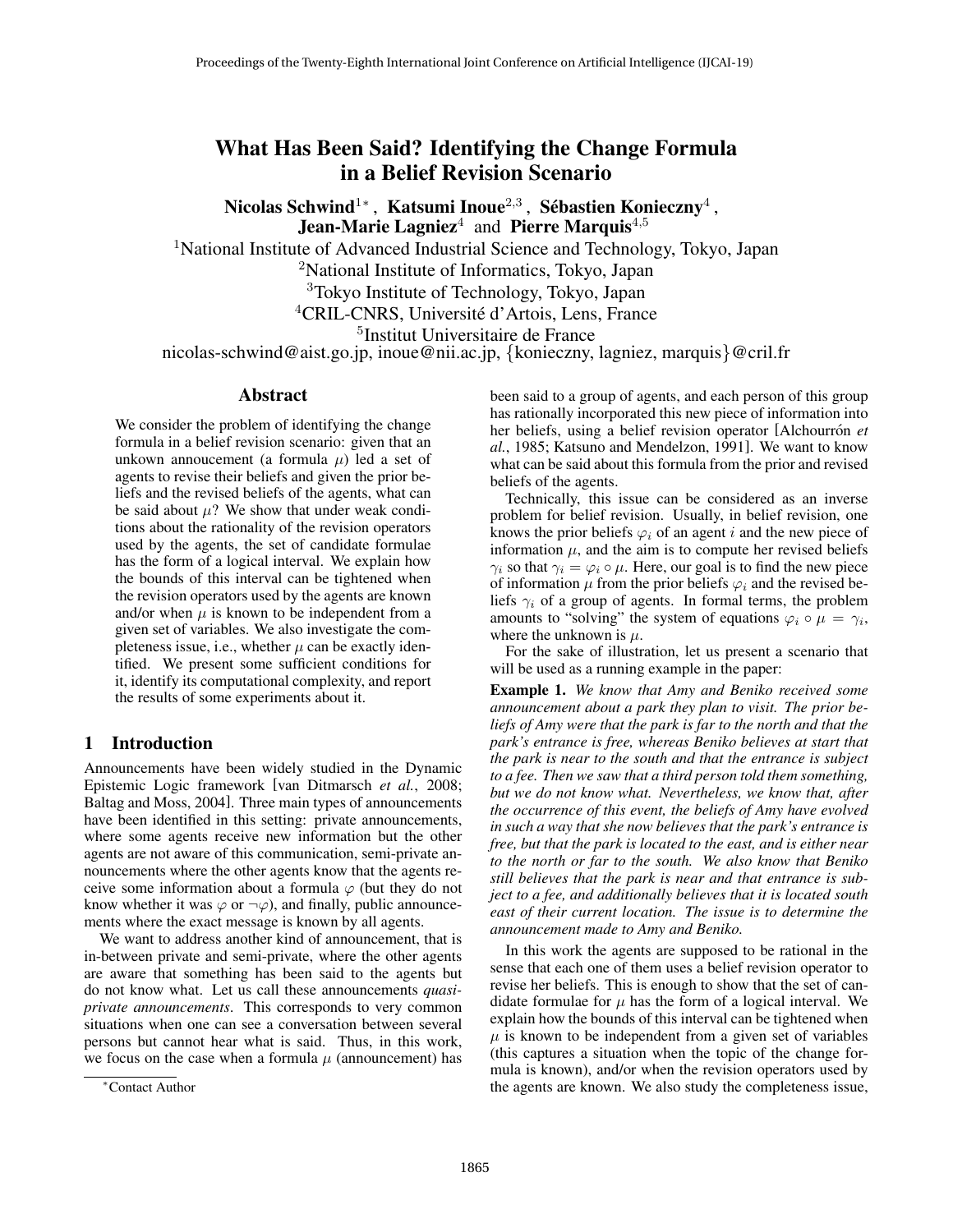# What Has Been Said? Identifying the Change Formula in a Belief Revision Scenario

**Nicolas Schwind**[1]* , **Katsumi Inoue**[2,3] , **Sébastien Konieczny**[4] , **Jean-Marie Lagniez**[4] and **Pierre Marquis**[4,5]

[1]National Institute of Advanced Industrial Science and Technology, Tokyo, Japan
[2]National Institute of Informatics, Tokyo, Japan
[3]Tokyo Institute of Technology, Tokyo, Japan
[4]CRIL-CNRS, Université d'Artois, Lens, France
[5]Institut Universitaire de France

nicolas-schwind@aist.go.jp, inoue@nii.ac.jp, {konieczny, lagniez, marquis}@cril.fr

## Abstract

We consider the problem of identifying the change formula in a belief revision scenario: given that an unkown annoucement (a formula $\mu$) led a set of agents to revise their beliefs and given the prior beliefs and the revised beliefs of the agents, what can be said about $\mu$? We show that under weak conditions about the rationality of the revision operators used by the agents, the set of candidate formulae has the form of a logical interval. We explain how the bounds of this interval can be tightened when the revision operators used by the agents are known and/or when $\mu$ is known to be independent from a given set of variables. We also investigate the completeness issue, i.e., whether $\mu$ can be exactly identified. We present some sufficient conditions for it, identify its computational complexity, and report the results of some experiments about it.

## 1 Introduction

Announcements have been widely studied in the Dynamic Epistemic Logic framework [van Ditmarsch *et al.*, 2008; Baltag and Moss, 2004]. Three main types of announcements have been identified in this setting: private announcements, where some agents receive new information but the other agents are not aware of this communication, semi-private announcements where the other agents know that the agents receive some information about a formula $\varphi$ (but they do not know whether it was $\varphi$ or $\neg\varphi$), and finally, public announcements where the exact message is known by all agents.

We want to address another kind of announcement, that is in-between private and semi-private, where the other agents are aware that something has been said to the agents but do not know what. Let us call these announcements *quasi-private announcements*. This corresponds to very common situations when one can see a conversation between several persons but cannot hear what is said. Thus, in this work, we focus on the case when a formula $\mu$ (announcement) has been said to a group of agents, and each person of this group has rationally incorporated this new piece of information into her beliefs, using a belief revision operator [Alchourrón *et al.*, 1985; Katsuno and Mendelzon, 1991]. We want to know what can be said about this formula from the prior and revised beliefs of the agents.

Technically, this issue can be considered as an inverse problem for belief revision. Usually, in belief revision, one knows the prior beliefs $\varphi_i$ of an agent $i$ and the new piece of information $\mu$, and the aim is to compute her revised beliefs $\gamma_i$ so that $\gamma_i = \varphi_i \circ \mu$. Here, our goal is to find the new piece of information $\mu$ from the prior beliefs $\varphi_i$ and the revised beliefs $\gamma_i$ of a group of agents. In formal terms, the problem amounts to "solving" the system of equations $\varphi_i \circ \mu = \gamma_i$, where the unknown is $\mu$.

For the sake of illustration, let us present a scenario that will be used as a running example in the paper:

**Example 1.** *We know that Amy and Beniko received some announcement about a park they plan to visit. The prior beliefs of Amy were that the park is far to the north and that the park's entrance is free, whereas Beniko believes at start that the park is near to the south and that the entrance is subject to a fee. Then we saw that a third person told them something, but we do not know what. Nevertheless, we know that, after the occurrence of this event, the beliefs of Amy have evolved in such a way that she now believes that the park's entrance is free, but that the park is located to the east, and is either near to the north or far to the south. We also know that Beniko still believes that the park is near and that entrance is subject to a fee, and additionally believes that it is located south east of their current location. The issue is to determine the announcement made to Amy and Beniko.*

In this work the agents are supposed to be rational in the sense that each one of them uses a belief revision operator to revise her beliefs. This is enough to show that the set of candidate formulae for $\mu$ has the form of a logical interval. We explain how the bounds of this interval can be tightened when $\mu$ is known to be independent from a given set of variables (this captures a situation when the topic of the change formula is known), and/or when the revision operators used by the agents are known. We also study the completeness issue,

*Contact Author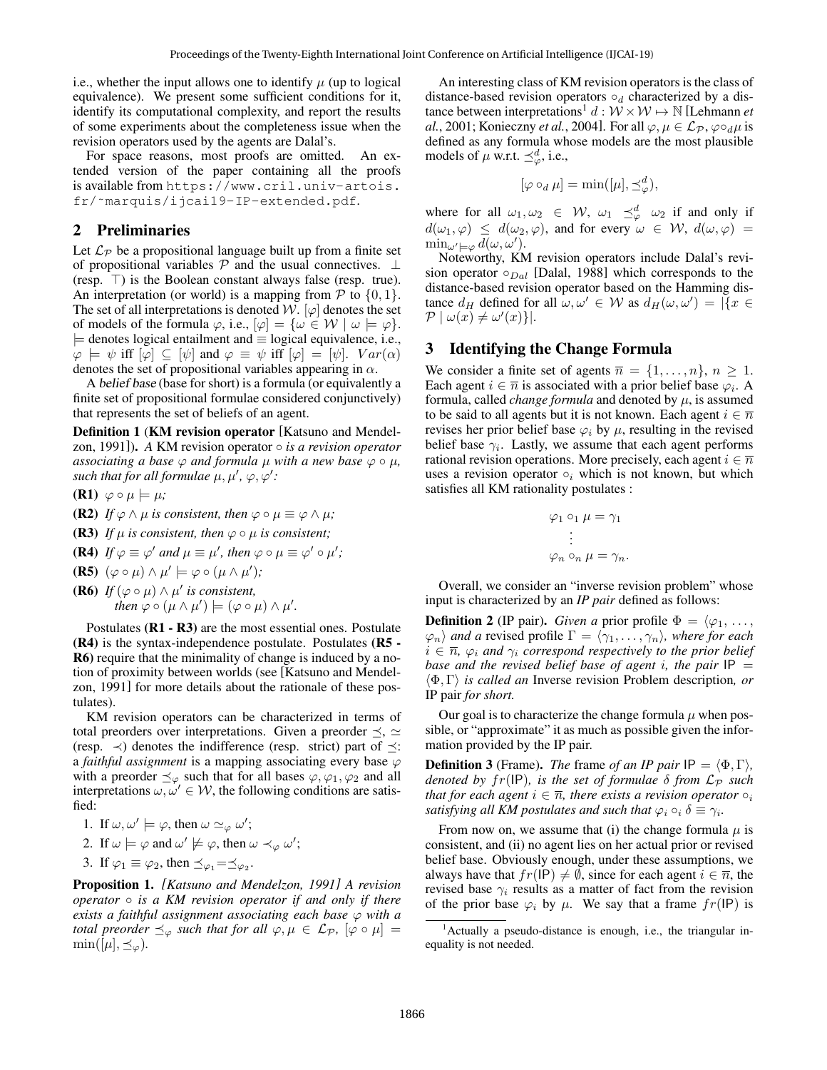i.e., whether the input allows one to identify $\mu$ (up to logical equivalence). We present some sufficient conditions for it, identify its computational complexity, and report the results of some experiments about the completeness issue when the revision operators used by the agents are Dalal's.

For space reasons, most proofs are omitted. An extended version of the paper containing all the proofs is available from https://www.cril.univ-artois.fr/~marquis/ijcai19-IP-extended.pdf.

## 2 Preliminaries

Let $\mathcal{L}_{\mathcal{P}}$ be a propositional language built up from a finite set of propositional variables $\mathcal{P}$ and the usual connectives. $\bot$ (resp. $\top$) is the Boolean constant always false (resp. true). An interpretation (or world) is a mapping from $\mathcal{P}$ to $\{0, 1\}$. The set of all interpretations is denoted $\mathcal{W}$. $[\varphi]$ denotes the set of models of the formula $\varphi$, i.e., $[\varphi] = \{\omega \in \mathcal{W} \mid \omega \models \varphi\}$. $\models$ denotes logical entailment and $\equiv$ logical equivalence, i.e., $\varphi \models \psi$ iff $[\varphi] \subseteq [\psi]$ and $\varphi \equiv \psi$ iff $[\varphi] = [\psi]$. $Var(\alpha)$ denotes the set of propositional variables appearing in $\alpha$.

A *belief base* (base for short) is a formula (or equivalently a finite set of propositional formulae considered conjunctively) that represents the set of beliefs of an agent.

**Definition 1** (**KM revision operator** [Katsuno and Mendelzon, 1991]). *A* KM revision operator $\circ$ *is a revision operator associating a base $\varphi$ and formula $\mu$ with a new base $\varphi \circ \mu$, such that for all formulae $\mu, \mu', \varphi, \varphi'$:*

**(R1)** $\varphi \circ \mu \models \mu$;

**(R2)** *If $\varphi \wedge \mu$ is consistent, then $\varphi \circ \mu \equiv \varphi \wedge \mu$;*

**(R3)** *If $\mu$ is consistent, then $\varphi \circ \mu$ is consistent;*

**(R4)** *If $\varphi \equiv \varphi'$ and $\mu \equiv \mu'$, then $\varphi \circ \mu \equiv \varphi' \circ \mu'$;*

**(R5)** $(\varphi \circ \mu) \wedge \mu' \models \varphi \circ (\mu \wedge \mu')$;

**(R6)** *If $(\varphi \circ \mu) \wedge \mu'$ is consistent, then $\varphi \circ (\mu \wedge \mu') \models (\varphi \circ \mu) \wedge \mu'$.*

Postulates **(R1 - R3)** are the most essential ones. Postulate **(R4)** is the syntax-independence postulate. Postulates **(R5 - R6)** require that the minimality of change is induced by a notion of proximity between worlds (see [Katsuno and Mendelzon, 1991] for more details about the rationale of these postulates).

KM revision operators can be characterized in terms of total preorders over interpretations. Given a preorder $\preceq$, $\simeq$ (resp. $\prec$) denotes the indifference (resp. strict) part of $\preceq$: a *faithful assignment* is a mapping associating every base $\varphi$ with a preorder $\preceq_\varphi$ such that for all bases $\varphi, \varphi_1, \varphi_2$ and all interpretations $\omega, \omega' \in \mathcal{W}$, the following conditions are satisfied:

1. If $\omega, \omega' \models \varphi$, then $\omega \simeq_\varphi \omega'$;
2. If $\omega \models \varphi$ and $\omega' \not\models \varphi$, then $\omega \prec_\varphi \omega'$;
3. If $\varphi_1 \equiv \varphi_2$, then $\preceq_{\varphi_1} = \preceq_{\varphi_2}$.

**Proposition 1.** *[Katsuno and Mendelzon, 1991] A revision operator $\circ$ is a KM revision operator if and only if there exists a faithful assignment associating each base $\varphi$ with a total preorder $\preceq_\varphi$ such that for all $\varphi, \mu \in \mathcal{L}_{\mathcal{P}}$, $[\varphi \circ \mu] = \min([\mu], \preceq_\varphi)$.*

An interesting class of KM revision operators is the class of distance-based revision operators $\circ_d$ characterized by a distance between interpretations[1] $d : \mathcal{W} \times \mathcal{W} \mapsto \mathbb{N}$ [Lehmann *et al.*, 2001; Konieczny *et al.*, 2004]. For all $\varphi, \mu \in \mathcal{L}_{\mathcal{P}}$, $\varphi \circ_d \mu$ is defined as any formula whose models are the most plausible models of $\mu$ w.r.t. $\preceq^d_\varphi$, i.e.,

$$[\varphi \circ_d \mu] = \min([\mu], \preceq^d_\varphi),$$

where for all $\omega_1, \omega_2 \in \mathcal{W}$, $\omega_1 \preceq^d_\varphi \omega_2$ if and only if $d(\omega_1, \varphi) \leq d(\omega_2, \varphi)$, and for every $\omega \in \mathcal{W}$, $d(\omega, \varphi) = \min_{\omega' \models \varphi} d(\omega, \omega')$.

Noteworthy, KM revision operators include Dalal's revision operator $\circ_{Dal}$ [Dalal, 1988] which corresponds to the distance-based revision operator based on the Hamming distance $d_H$ defined for all $\omega, \omega' \in \mathcal{W}$ as $d_H(\omega, \omega') = |\{x \in \mathcal{P} \mid \omega(x) \neq \omega'(x)\}|$.

## 3 Identifying the Change Formula

We consider a finite set of agents $\overline{n} = \{1, \ldots, n\}$, $n \geq 1$. Each agent $i \in \overline{n}$ is associated with a prior belief base $\varphi_i$. A formula, called *change formula* and denoted by $\mu$, is assumed to be said to all agents but it is not known. Each agent $i \in \overline{n}$ revises her prior belief base $\varphi_i$ by $\mu$, resulting in the revised belief base $\gamma_i$. Lastly, we assume that each agent performs rational revision operations. More precisely, each agent $i \in \overline{n}$ uses a revision operator $\circ_i$ which is not known, but which satisfies all KM rationality postulates :

$$\begin{gathered}\varphi_1 \circ_1 \mu = \gamma_1 \\ \vdots \\ \varphi_n \circ_n \mu = \gamma_n.\end{gathered}$$

Overall, we consider an "inverse revision problem" whose input is characterized by an *IP pair* defined as follows:

**Definition 2** (IP pair). *Given a prior profile $\Phi = \langle \varphi_1, \ldots, \varphi_n \rangle$ and a revised profile $\Gamma = \langle \gamma_1, \ldots, \gamma_n \rangle$, where for each $i \in \overline{n}$, $\varphi_i$ and $\gamma_i$ correspond respectively to the prior belief base and the revised belief base of agent $i$, the pair $\mathsf{IP} = \langle \Phi, \Gamma \rangle$ is called an* Inverse revision Problem description*, or* IP pair *for short.*

Our goal is to characterize the change formula $\mu$ when possible, or "approximate" it as much as possible given the information provided by the IP pair.

**Definition 3** (Frame). *The* frame *of an IP pair $\mathsf{IP} = \langle \Phi, \Gamma \rangle$, denoted by $fr(\mathsf{IP})$, is the set of formulae $\delta$ from $\mathcal{L}_{\mathcal{P}}$ such that for each agent $i \in \overline{n}$, there exists a revision operator $\circ_i$ satisfying all KM postulates and such that $\varphi_i \circ_i \delta \equiv \gamma_i$.*

From now on, we assume that (i) the change formula $\mu$ is consistent, and (ii) no agent lies on her actual prior or revised belief base. Obviously enough, under these assumptions, we always have that $fr(\mathsf{IP}) \neq \emptyset$, since for each agent $i \in \overline{n}$, the revised base $\gamma_i$ results as a matter of fact from the revision of the prior base $\varphi_i$ by $\mu$. We say that a frame $fr(\mathsf{IP})$ is

[1] Actually a pseudo-distance is enough, i.e., the triangular inequality is not needed.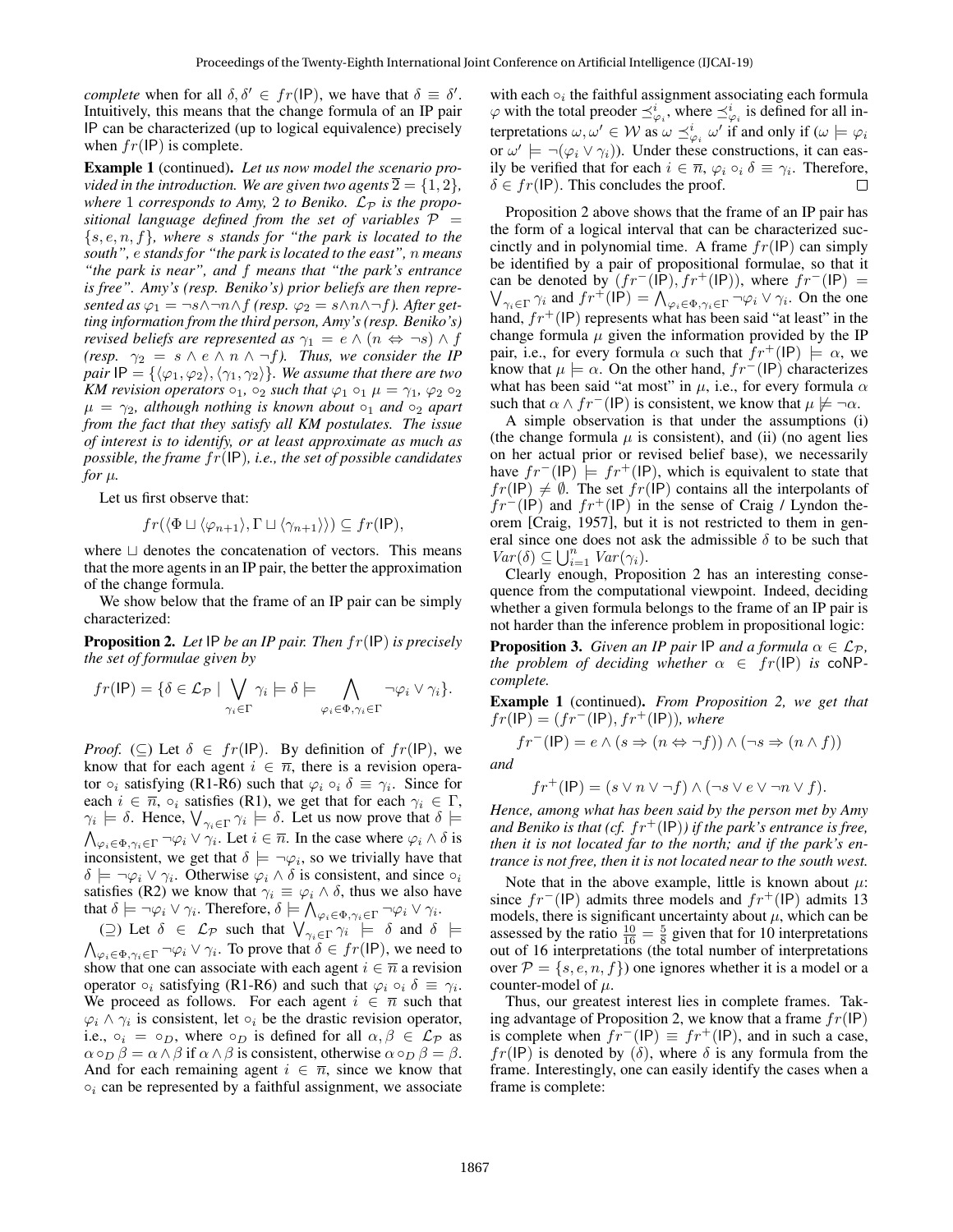*complete* when for all $\delta, \delta' \in fr(\mathsf{IP})$, we have that $\delta \equiv \delta'$. Intuitively, this means that the change formula of an IP pair IP can be characterized (up to logical equivalence) precisely when $fr(\mathsf{IP})$ is complete.

**Example 1** (continued). *Let us now model the scenario provided in the introduction. We are given two agents $\overline{2} = \{1, 2\}$, where 1 corresponds to Amy, 2 to Beniko. $\mathcal{L}_\mathcal{P}$ is the propositional language defined from the set of variables $\mathcal{P} = \{s, e, n, f\}$, where $s$ stands for "the park is located to the south", $e$ stands for "the park is located to the east", $n$ means "the park is near", and $f$ means that "the park's entrance is free". Amy's (resp. Beniko's) prior beliefs are then represented as $\varphi_1 = \neg s \wedge \neg n \wedge f$ (resp. $\varphi_2 = s \wedge n \wedge \neg f$). After getting information from the third person, Amy's (resp. Beniko's) revised beliefs are represented as $\gamma_1 = e \wedge (n \Leftrightarrow \neg s) \wedge f$ (resp. $\gamma_2 = s \wedge e \wedge n \wedge \neg f$). Thus, we consider the IP pair $\mathsf{IP} = \{\langle \varphi_1, \varphi_2 \rangle, \langle \gamma_1, \gamma_2 \rangle\}$. We assume that there are two KM revision operators $\circ_1$, $\circ_2$ such that $\varphi_1 \circ_1 \mu = \gamma_1$, $\varphi_2 \circ_2 \mu = \gamma_2$, although nothing is known about $\circ_1$ and $\circ_2$ apart from the fact that they satisfy all KM postulates. The issue of interest is to identify, or at least approximate as much as possible, the frame $fr(\mathsf{IP})$, i.e., the set of possible candidates for $\mu$.*

Let us first observe that:

$$fr(\langle \Phi \sqcup \langle \varphi_{n+1} \rangle, \Gamma \sqcup \langle \gamma_{n+1} \rangle \rangle) \subseteq fr(\mathsf{IP}),$$

where $\sqcup$ denotes the concatenation of vectors. This means that the more agents in an IP pair, the better the approximation of the change formula.

We show below that the frame of an IP pair can be simply characterized:

**Proposition 2.** *Let IP be an IP pair. Then $fr(\mathsf{IP})$ is precisely the set of formulae given by*

$$fr(\mathsf{IP}) = \{\delta \in \mathcal{L}_\mathcal{P} \mid \bigvee_{\gamma_i \in \Gamma} \gamma_i \models \delta \models \bigwedge_{\varphi_i \in \Phi, \gamma_i \in \Gamma} \neg \varphi_i \vee \gamma_i\}.$$

*Proof.* ($\subseteq$) Let $\delta \in fr(\mathsf{IP})$. By definition of $fr(\mathsf{IP})$, we know that for each agent $i \in \overline{n}$, there is a revision operator $\circ_i$ satisfying (R1-R6) such that $\varphi_i \circ_i \delta \equiv \gamma_i$. Since for each $i \in \overline{n}$, $\circ_i$ satisfies (R1), we get that for each $\gamma_i \in \Gamma$, $\gamma_i \models \delta$. Hence, $\bigvee_{\gamma_i \in \Gamma} \gamma_i \models \delta$. Let us now prove that $\delta \models \bigwedge_{\varphi_i \in \Phi, \gamma_i \in \Gamma} \neg \varphi_i \vee \gamma_i$. Let $i \in \overline{n}$. In the case where $\varphi_i \wedge \delta$ is inconsistent, we get that $\delta \models \neg \varphi_i$, so we trivially have that $\delta \models \neg \varphi_i \vee \gamma_i$. Otherwise $\varphi_i \wedge \delta$ is consistent, and since $\circ_i$ satisfies (R2) we know that $\gamma_i \equiv \varphi_i \wedge \delta$, thus we also have that $\delta \models \neg \varphi_i \vee \gamma_i$. Therefore, $\delta \models \bigwedge_{\varphi_i \in \Phi, \gamma_i \in \Gamma} \neg \varphi_i \vee \gamma_i$.

($\supseteq$) Let $\delta \in \mathcal{L}_\mathcal{P}$ such that $\bigvee_{\gamma_i \in \Gamma} \gamma_i \models \delta$ and $\delta \models \bigwedge_{\varphi_i \in \Phi, \gamma_i \in \Gamma} \neg \varphi_i \vee \gamma_i$. To prove that $\delta \in fr(\mathsf{IP})$, we need to show that one can associate with each agent $i \in \overline{n}$ a revision operator $\circ_i$ satisfying (R1-R6) and such that $\varphi_i \circ_i \delta \equiv \gamma_i$. We proceed as follows. For each agent $i \in \overline{n}$ such that $\varphi_i \wedge \gamma_i$ is consistent, let $\circ_i$ be the drastic revision operator, i.e., $\circ_i = \circ_D$, where $\circ_D$ is defined for all $\alpha, \beta \in \mathcal{L}_\mathcal{P}$ as $\alpha \circ_D \beta = \alpha \wedge \beta$ if $\alpha \wedge \beta$ is consistent, otherwise $\alpha \circ_D \beta = \beta$. And for each remaining agent $i \in \overline{n}$, since we know that $\circ_i$ can be represented by a faithful assignment, we associate with each $\circ_i$ the faithful assignment associating each formula $\varphi$ with the total preoder $\preceq^i_{\varphi_i}$, where $\preceq^i_{\varphi_i}$ is defined for all interpretations $\omega, \omega' \in \mathcal{W}$ as $\omega \preceq^i_{\varphi_i} \omega'$ if and only if ($\omega \models \varphi_i$ or $\omega' \models \neg(\varphi_i \vee \gamma_i)$). Under these constructions, it can easily be verified that for each $i \in \overline{n}$, $\varphi_i \circ_i \delta \equiv \gamma_i$. Therefore, $\delta \in fr(\mathsf{IP})$. This concludes the proof. $\square$

Proposition 2 above shows that the frame of an IP pair has the form of a logical interval that can be characterized succinctly and in polynomial time. A frame $fr(\mathsf{IP})$ can simply be identified by a pair of propositional formulae, so that it can be denoted by $(fr^-(\mathsf{IP}), fr^+(\mathsf{IP}))$, where $fr^-(\mathsf{IP}) = \bigvee_{\gamma_i \in \Gamma} \gamma_i$ and $fr^+(\mathsf{IP}) = \bigwedge_{\varphi_i \in \Phi, \gamma_i \in \Gamma} \neg \varphi_i \vee \gamma_i$. On the one hand, $fr^+(\mathsf{IP})$ represents what has been said "at least" in the change formula $\mu$ given the information provided by the IP pair, i.e., for every formula $\alpha$ such that $fr^+(\mathsf{IP}) \models \alpha$, we know that $\mu \models \alpha$. On the other hand, $fr^-(\mathsf{IP})$ characterizes what has been said "at most" in $\mu$, i.e., for every formula $\alpha$ such that $\alpha \wedge fr^-(\mathsf{IP})$ is consistent, we know that $\mu \not\models \neg \alpha$.

A simple observation is that under the assumptions (i) (the change formula $\mu$ is consistent), and (ii) (no agent lies on her actual prior or revised belief base), we necessarily have $fr^-(\mathsf{IP}) \models fr^+(\mathsf{IP})$, which is equivalent to state that $fr(\mathsf{IP}) \neq \emptyset$. The set $fr(\mathsf{IP})$ contains all the interpolants of $fr^-(\mathsf{IP})$ and $fr^+(\mathsf{IP})$ in the sense of Craig / Lyndon theorem [Craig, 1957], but it is not restricted to them in general since one does not ask the admissible $\delta$ to be such that $Var(\delta) \subseteq \bigcup_{i=1}^n Var(\gamma_i)$.

Clearly enough, Proposition 2 has an interesting consequence from the computational viewpoint. Indeed, deciding whether a given formula belongs to the frame of an IP pair is not harder than the inference problem in propositional logic:

**Proposition 3.** *Given an IP pair IP and a formula $\alpha \in \mathcal{L}_\mathcal{P}$, the problem of deciding whether $\alpha \in fr(\mathsf{IP})$ is* coNP*-complete.*

**Example 1** (continued). *From Proposition 2, we get that $fr(\mathsf{IP}) = (fr^-(\mathsf{IP}), fr^+(\mathsf{IP}))$, where*

$$fr^-(\mathsf{IP}) = e \wedge (s \Rightarrow (n \Leftrightarrow \neg f)) \wedge (\neg s \Rightarrow (n \wedge f))$$

*and*

$$fr^+(\mathsf{IP}) = (s \vee n \vee \neg f) \wedge (\neg s \vee e \vee \neg n \vee f).$$

*Hence, among what has been said by the person met by Amy and Beniko is that (cf. $fr^+(\mathsf{IP})$) if the park's entrance is free, then it is not located far to the north; and if the park's entrance is not free, then it is not located near to the south west.*

Note that in the above example, little is known about $\mu$: since $fr^-(\mathsf{IP})$ admits three models and $fr^+(\mathsf{IP})$ admits 13 models, there is significant uncertainty about $\mu$, which can be assessed by the ratio $\frac{10}{16} = \frac{5}{8}$ given that for 10 interpretations out of 16 interpretations (the total number of interpretations over $\mathcal{P} = \{s, e, n, f\}$) one ignores whether it is a model or a counter-model of $\mu$.

Thus, our greatest interest lies in complete frames. Taking advantage of Proposition 2, we know that a frame $fr(\mathsf{IP})$ is complete when $fr^-(\mathsf{IP}) \equiv fr^+(\mathsf{IP})$, and in such a case, $fr(\mathsf{IP})$ is denoted by $(\delta)$, where $\delta$ is any formula from the frame. Interestingly, one can easily identify the cases when a frame is complete: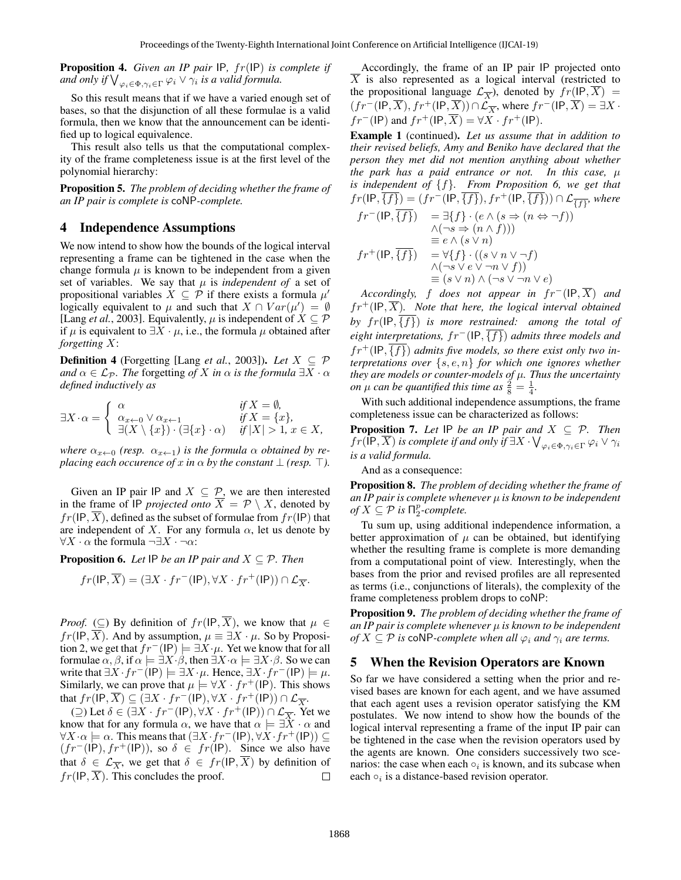**Proposition 4.** *Given an IP pair* $\mathsf{IP}$*,* $fr(\mathsf{IP})$ *is complete if and only if* $\bigvee_{\varphi_i \in \Phi, \gamma_i \in \Gamma} \varphi_i \vee \gamma_i$ *is a valid formula.*

So this result means that if we have a varied enough set of bases, so that the disjunction of all these formulae is a valid formula, then we know that the announcement can be identified up to logical equivalence.

This result also tells us that the computational complexity of the frame completeness issue is at the first level of the polynomial hierarchy:

**Proposition 5.** *The problem of deciding whether the frame of an IP pair is complete is* coNP*-complete.*

## 4 Independence Assumptions

We now intend to show how the bounds of the logical interval representing a frame can be tightened in the case when the change formula $\mu$ is known to be independent from a given set of variables. We say that $\mu$ is *independent of* a set of propositional variables $X \subseteq \mathcal{P}$ if there exists a formula $\mu'$ logically equivalent to $\mu$ and such that $X \cap Var(\mu') = \emptyset$ [Lang *et al.*, 2003]. Equivalently, $\mu$ is independent of $X \subseteq \mathcal{P}$ if $\mu$ is equivalent to $\exists X \cdot \mu$, i.e., the formula $\mu$ obtained after *forgetting* $X$:

**Definition 4** (Forgetting [Lang *et al.*, 2003])**.** *Let* $X \subseteq \mathcal{P}$ *and* $\alpha \in \mathcal{L}_{\mathcal{P}}$*. The* forgetting *of* $X$ *in* $\alpha$ *is the formula* $\exists X \cdot \alpha$ *defined inductively as*

$$\exists X \cdot \alpha = \begin{cases} \alpha & \text{if } X = \emptyset, \\ \alpha_{x \leftarrow 0} \vee \alpha_{x \leftarrow 1} & \text{if } X = \{x\}, \\ \exists (X \setminus \{x\}) \cdot (\exists \{x\} \cdot \alpha) & \text{if } |X| > 1,\, x \in X, \end{cases}$$

*where* $\alpha_{x \leftarrow 0}$ *(resp.* $\alpha_{x \leftarrow 1}$*) is the formula* $\alpha$ *obtained by replacing each occurence of* $x$ *in* $\alpha$ *by the constant* $\bot$ *(resp.* $\top$*).*

Given an IP pair $\mathsf{IP}$ and $X \subseteq \mathcal{P}$, we are then interested in the frame of $\mathsf{IP}$ *projected onto* $\overline{X} = \mathcal{P} \setminus X$, denoted by $fr(\mathsf{IP}, \overline{X})$, defined as the subset of formulae from $fr(\mathsf{IP})$ that are independent of $X$. For any formula $\alpha$, let us denote by $\forall X \cdot \alpha$ the formula $\neg \exists X \cdot \neg \alpha$:

**Proposition 6.** *Let* $\mathsf{IP}$ *be an IP pair and* $X \subseteq \mathcal{P}$*. Then*

$$fr(\mathsf{IP}, \overline{X}) = (\exists X \cdot fr^-(\mathsf{IP}), \forall X \cdot fr^+(\mathsf{IP})) \cap \mathcal{L}_{\overline{X}}.$$

*Proof.* ($\subseteq$) By definition of $fr(\mathsf{IP}, \overline{X})$, we know that $\mu \in fr(\mathsf{IP}, \overline{X})$. And by assumption, $\mu \equiv \exists X \cdot \mu$. So by Proposition 2, we get that $fr^-(\mathsf{IP}) \models \exists X \cdot \mu$. Yet we know that for all formulae $\alpha, \beta$, if $\alpha \models \exists X \cdot \beta$, then $\exists X \cdot \alpha \models \exists X \cdot \beta$. So we can write that $\exists X \cdot fr^-(\mathsf{IP}) \models \exists X \cdot \mu$. Hence, $\exists X \cdot fr^-(\mathsf{IP}) \models \mu$. Similarly, we can prove that $\mu \models \forall X \cdot fr^+(\mathsf{IP})$. This shows that $fr(\mathsf{IP}, \overline{X}) \subseteq (\exists X \cdot fr^-(\mathsf{IP}), \forall X \cdot fr^+(\mathsf{IP})) \cap \mathcal{L}_{\overline{X}}$.

($\supseteq$) Let $\delta \in (\exists X \cdot fr^-(\mathsf{IP}), \forall X \cdot fr^+(\mathsf{IP})) \cap \mathcal{L}_{\overline{X}}$. Yet we know that for any formula $\alpha$, we have that $\alpha \models \exists X \cdot \alpha$ and $\forall X \cdot \alpha \models \alpha$. This means that $(\exists X \cdot fr^-(\mathsf{IP}), \forall X \cdot fr^+(\mathsf{IP})) \subseteq (fr^-(\mathsf{IP}), fr^+(\mathsf{IP}))$, so $\delta \in fr(\mathsf{IP})$. Since we also have that $\delta \in \mathcal{L}_{\overline{X}}$, we get that $\delta \in fr(\mathsf{IP}, \overline{X})$ by definition of $fr(\mathsf{IP}, \overline{X})$. This concludes the proof. $\square$

Accordingly, the frame of an IP pair $\mathsf{IP}$ projected onto $\overline{X}$ is also represented as a logical interval (restricted to the propositional language $\mathcal{L}_{\overline{X}}$), denoted by $fr(\mathsf{IP}, \overline{X}) = (fr^-(\mathsf{IP}, \overline{X}), fr^+(\mathsf{IP}, \overline{X})) \cap \mathcal{L}_{\overline{X}}$, where $fr^-(\mathsf{IP}, \overline{X}) = \exists X \cdot fr^-(\mathsf{IP})$ and $fr^+(\mathsf{IP}, \overline{X}) = \forall X \cdot fr^+(\mathsf{IP})$.

**Example 1** (continued)**.** *Let us assume that in addition to their revised beliefs, Amy and Beniko have declared that the person they met did not mention anything about whether the park has a paid entrance or not. In this case,* $\mu$ *is independent of* $\{f\}$*. From Proposition 6, we get that* $fr(\mathsf{IP}, \overline{\{f\}}) = (fr^-(\mathsf{IP}, \overline{\{f\}}), fr^+(\mathsf{IP}, \overline{\{f\}})) \cap \mathcal{L}_{\overline{\{f\}}}$*, where*

$$\begin{aligned} fr^-(\mathsf{IP}, \overline{\{f\}}) &= \exists \{f\} \cdot (e \wedge (s \Rightarrow (n \Leftrightarrow \neg f)) \\ &\quad \wedge (\neg s \Rightarrow (n \wedge f))) \\ &\equiv e \wedge (s \vee n) \\ fr^+(\mathsf{IP}, \overline{\{f\}}) &= \forall \{f\} \cdot ((s \vee n \vee \neg f) \\ &\quad \wedge (\neg s \vee e \vee \neg n \vee f)) \\ &\equiv (s \vee n) \wedge (\neg s \vee \neg n \vee e) \end{aligned}$$

*Accordingly,* $f$ *does not appear in* $fr^-(\mathsf{IP}, \overline{X})$ *and* $fr^+(\mathsf{IP}, \overline{X})$*. Note that here, the logical interval obtained by* $fr(\mathsf{IP}, \overline{\{f\}})$ *is more restrained: among the total of eight interpretations,* $fr^-(\mathsf{IP}, \overline{\{f\}})$ *admits three models and* $fr^+(\mathsf{IP}, \overline{\{f\}})$ *admits five models, so there exist only two interpretations over* $\{s, e, n\}$ *for which one ignores whether they are models or counter-models of* $\mu$*. Thus the uncertainty on* $\mu$ *can be quantified this time as* $\frac{2}{8} = \frac{1}{4}$*.*

With such additional independence assumptions, the frame completeness issue can be characterized as follows:

**Proposition 7.** *Let* $\mathsf{IP}$ *be an IP pair and* $X \subseteq \mathcal{P}$*. Then* $fr(\mathsf{IP}, \overline{X})$ *is complete if and only if* $\exists X \cdot \bigvee_{\varphi_i \in \Phi, \gamma_i \in \Gamma} \varphi_i \vee \gamma_i$ *is a valid formula.*

And as a consequence:

**Proposition 8.** *The problem of deciding whether the frame of an IP pair is complete whenever* $\mu$ *is known to be independent of* $X \subseteq \mathcal{P}$ *is* $\Pi_2^p$*-complete.*

Tu sum up, using additional independence information, a better approximation of $\mu$ can be obtained, but identifying whether the resulting frame is complete is more demanding from a computational point of view. Interestingly, when the bases from the prior and revised profiles are all represented as terms (i.e., conjunctions of literals), the complexity of the frame completeness problem drops to coNP:

**Proposition 9.** *The problem of deciding whether the frame of an IP pair is complete whenever* $\mu$ *is known to be independent of* $X \subseteq \mathcal{P}$ *is* coNP*-complete when all* $\varphi_i$ *and* $\gamma_i$ *are terms.*

## 5 When the Revision Operators are Known

So far we have considered a setting when the prior and revised bases are known for each agent, and we have assumed that each agent uses a revision operator satisfying the KM postulates. We now intend to show how the bounds of the logical interval representing a frame of the input IP pair can be tightened in the case when the revision operators used by the agents are known. One considers successively two scenarios: the case when each $\circ_i$ is known, and its subcase when each $\circ_i$ is a distance-based revision operator.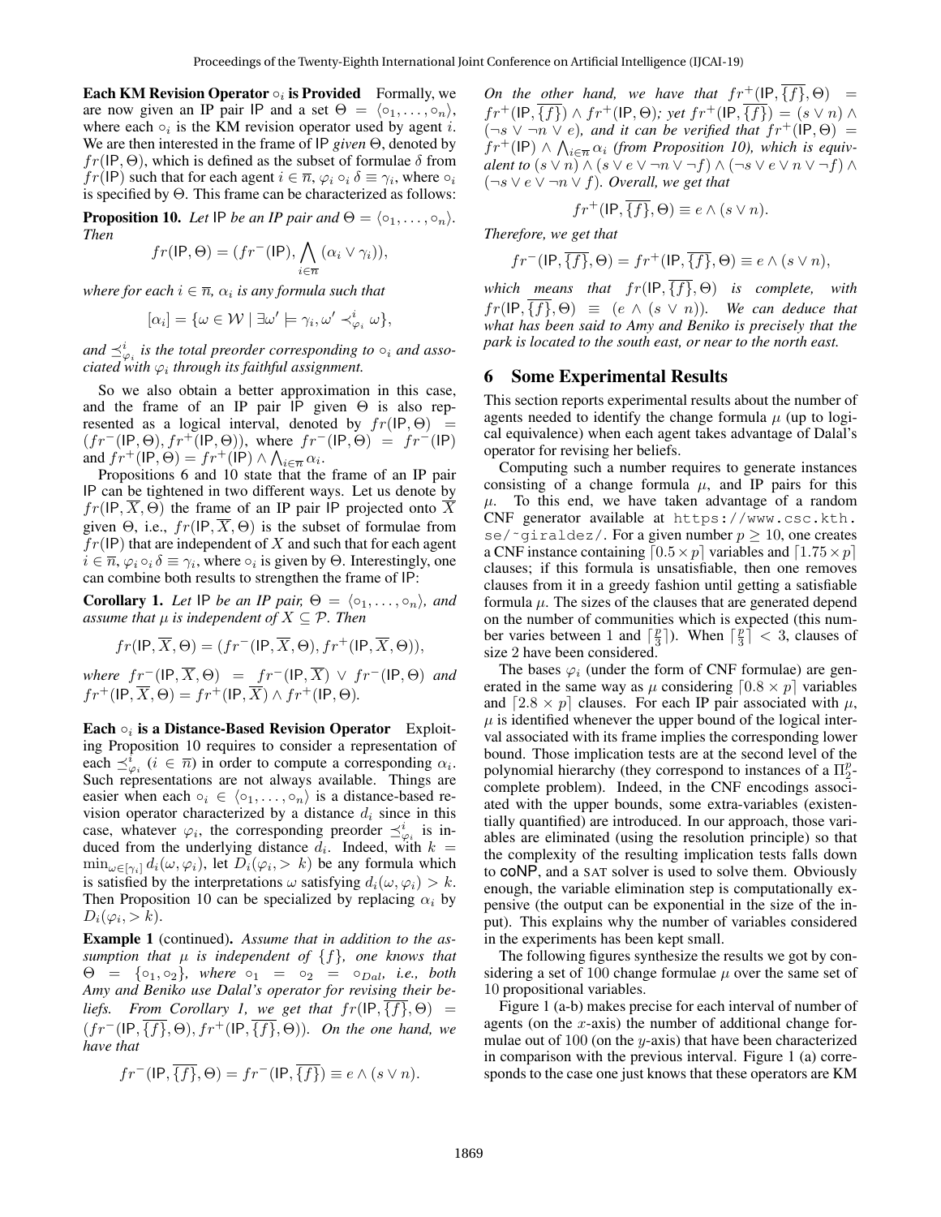**Each KM Revision Operator $\circ_i$ is Provided** Formally, we are now given an IP pair IP and a set $\Theta = \langle \circ_1, \ldots, \circ_n \rangle$, where each $\circ_i$ is the KM revision operator used by agent $i$. We are then interested in the frame of IP *given* $\Theta$, denoted by $fr(\mathsf{IP}, \Theta)$, which is defined as the subset of formulae $\delta$ from $fr(\mathsf{IP})$ such that for each agent $i \in \overline{n}$, $\varphi_i \circ_i \delta \equiv \gamma_i$, where $\circ_i$ is specified by $\Theta$. This frame can be characterized as follows:

**Proposition 10.** *Let* IP *be an IP pair and* $\Theta = \langle \circ_1, \ldots, \circ_n \rangle$. *Then*

$$fr(\mathsf{IP}, \Theta) = (fr^-(\mathsf{IP}), \bigwedge_{i \in \overline{n}} (\alpha_i \vee \gamma_i)),$$

*where for each* $i \in \overline{n}$, $\alpha_i$ *is any formula such that*

$$[\alpha_i] = \{\omega \in \mathcal{W} \mid \exists \omega' \models \gamma_i, \omega' \prec^i_{\varphi_i} \omega\},$$

*and* $\preceq^i_{\varphi_i}$ *is the total preorder corresponding to* $\circ_i$ *and associated with* $\varphi_i$ *through its faithful assignment.*

So we also obtain a better approximation in this case, and the frame of an IP pair IP given $\Theta$ is also represented as a logical interval, denoted by $fr(\mathsf{IP}, \Theta) = (fr^-(\mathsf{IP}, \Theta), fr^+(\mathsf{IP}, \Theta))$, where $fr^-(\mathsf{IP}, \Theta) = fr^-(\mathsf{IP})$ and $fr^+(\mathsf{IP}, \Theta) = fr^+(\mathsf{IP}) \wedge \bigwedge_{i \in \overline{n}} \alpha_i$.

Propositions 6 and 10 state that the frame of an IP pair IP can be tightened in two different ways. Let us denote by $fr(\mathsf{IP}, \overline{X}, \Theta)$ the frame of an IP pair IP projected onto $\overline{X}$ given $\Theta$, i.e., $fr(\mathsf{IP}, \overline{X}, \Theta)$ is the subset of formulae from $fr(\mathsf{IP})$ that are independent of $X$ and such that for each agent $i \in \overline{n}$, $\varphi_i \circ_i \delta \equiv \gamma_i$, where $\circ_i$ is given by $\Theta$. Interestingly, one can combine both results to strengthen the frame of IP:

**Corollary 1.** *Let* IP *be an IP pair,* $\Theta = \langle \circ_1, \ldots, \circ_n \rangle$, *and assume that* $\mu$ *is independent of* $X \subseteq \mathcal{P}$. *Then*

$$fr(\mathsf{IP}, \overline{X}, \Theta) = (fr^-(\mathsf{IP}, \overline{X}, \Theta), fr^+(\mathsf{IP}, \overline{X}, \Theta)),$$

*where* $fr^-(\mathsf{IP}, \overline{X}, \Theta) = fr^-(\mathsf{IP}, \overline{X}) \vee fr^-(\mathsf{IP}, \Theta)$ *and* $fr^+(\mathsf{IP}, \overline{X}, \Theta) = fr^+(\mathsf{IP}, \overline{X}) \wedge fr^+(\mathsf{IP}, \Theta)$.

**Each $\circ_i$ is a Distance-Based Revision Operator** Exploiting Proposition 10 requires to consider a representation of each $\preceq^i_{\varphi_i}$ ($i \in \overline{n}$) in order to compute a corresponding $\alpha_i$. Such representations are not always available. Things are easier when each $\circ_i \in \langle \circ_1, \ldots, \circ_n \rangle$ is a distance-based revision operator characterized by a distance $d_i$ since in this case, whatever $\varphi_i$, the corresponding preorder $\preceq^i_{\varphi_i}$ is induced from the underlying distance $d_i$. Indeed, with $k = \min_{\omega \in [\gamma_i]} d_i(\omega, \varphi_i)$, let $D_i(\varphi_i, > k)$ be any formula which is satisfied by the interpretations $\omega$ satisfying $d_i(\omega, \varphi_i) > k$. Then Proposition 10 can be specialized by replacing $\alpha_i$ by $D_i(\varphi_i, > k)$.

**Example 1** (continued). *Assume that in addition to the assumption that* $\mu$ *is independent of* $\{f\}$, *one knows that* $\Theta = \{\circ_1, \circ_2\}$, *where* $\circ_1 = \circ_2 = \circ_{Dal}$, *i.e., both Amy and Beniko use Dalal's operator for revising their beliefs. From Corollary 1, we get that* $fr(\mathsf{IP}, \overline{\{f\}}, \Theta) = (fr^-(\mathsf{IP}, \overline{\{f\}}, \Theta), fr^+(\mathsf{IP}, \overline{\{f\}}, \Theta))$. *On the one hand, we have that*

$$fr^-(\mathsf{IP}, \overline{\{f\}}, \Theta) = fr^-(\mathsf{IP}, \overline{\{f\}}) \equiv e \wedge (s \vee n).$$

*On the other hand, we have that* $fr^+(\mathsf{IP}, \overline{\{f\}}, \Theta) = fr^+(\mathsf{IP}, \overline{\{f\}}) \wedge fr^+(\mathsf{IP}, \Theta)$*; yet* $fr^+(\mathsf{IP}, \overline{\{f\}}) = (s \vee n) \wedge (\neg s \vee \neg n \vee e)$, *and it can be verified that* $fr^+(\mathsf{IP}, \Theta) = fr^+(\mathsf{IP}) \wedge \bigwedge_{i \in \overline{n}} \alpha_i$ *(from Proposition 10), which is equivalent to* $(s \vee n) \wedge (s \vee e \vee \neg n \vee \neg f) \wedge (\neg s \vee e \vee n \vee \neg f) \wedge (\neg s \vee e \vee \neg n \vee f)$. *Overall, we get that*

$$fr^+(\mathsf{IP}, \overline{\{f\}}, \Theta) \equiv e \wedge (s \vee n).$$

*Therefore, we get that*

$$fr^-(\mathsf{IP}, \overline{\{f\}}, \Theta) = fr^+(\mathsf{IP}, \overline{\{f\}}, \Theta) \equiv e \wedge (s \vee n),$$

*which means that* $fr(\mathsf{IP}, \overline{\{f\}}, \Theta)$ *is complete, with* $fr(\mathsf{IP}, \overline{\{f\}}, \Theta) \equiv (e \wedge (s \vee n))$. *We can deduce that what has been said to Amy and Beniko is precisely that the park is located to the south east, or near to the north east.*

## 6 Some Experimental Results

This section reports experimental results about the number of agents needed to identify the change formula $\mu$ (up to logical equivalence) when each agent takes advantage of Dalal's operator for revising her beliefs.

Computing such a number requires to generate instances consisting of a change formula $\mu$, and IP pairs for this $\mu$. To this end, we have taken advantage of a random CNF generator available at `https://www.csc.kth.se/~giraldez/`. For a given number $p \geq 10$, one creates a CNF instance containing $\lceil 0.5 \times p \rceil$ variables and $\lceil 1.75 \times p \rceil$ clauses; if this formula is unsatisfiable, then one removes clauses from it in a greedy fashion until getting a satisfiable formula $\mu$. The sizes of the clauses that are generated depend on the number of communities which is expected (this number varies between 1 and $\lceil \frac{p}{3} \rceil$). When $\lceil \frac{p}{3} \rceil < 3$, clauses of size 2 have been considered.

The bases $\varphi_i$ (under the form of CNF formulae) are generated in the same way as $\mu$ considering $\lceil 0.8 \times p \rceil$ variables and $\lceil 2.8 \times p \rceil$ clauses. For each IP pair associated with $\mu$, $\mu$ is identified whenever the upper bound of the logical interval associated with its frame implies the corresponding lower bound. Those implication tests are at the second level of the polynomial hierarchy (they correspond to instances of a $\Pi^p_2$-complete problem). Indeed, in the CNF encodings associated with the upper bounds, some extra-variables (existentially quantified) are introduced. In our approach, those variables are eliminated (using the resolution principle) so that the complexity of the resulting implication tests falls down to coNP, and a SAT solver is used to solve them. Obviously enough, the variable elimination step is computationally expensive (the output can be exponential in the size of the input). This explains why the number of variables considered in the experiments has been kept small.

The following figures synthesize the results we got by considering a set of 100 change formulae $\mu$ over the same set of 10 propositional variables.

Figure 1 (a-b) makes precise for each interval of number of agents (on the $x$-axis) the number of additional change formulae out of 100 (on the $y$-axis) that have been characterized in comparison with the previous interval. Figure 1 (a) corresponds to the case one just knows that these operators are KM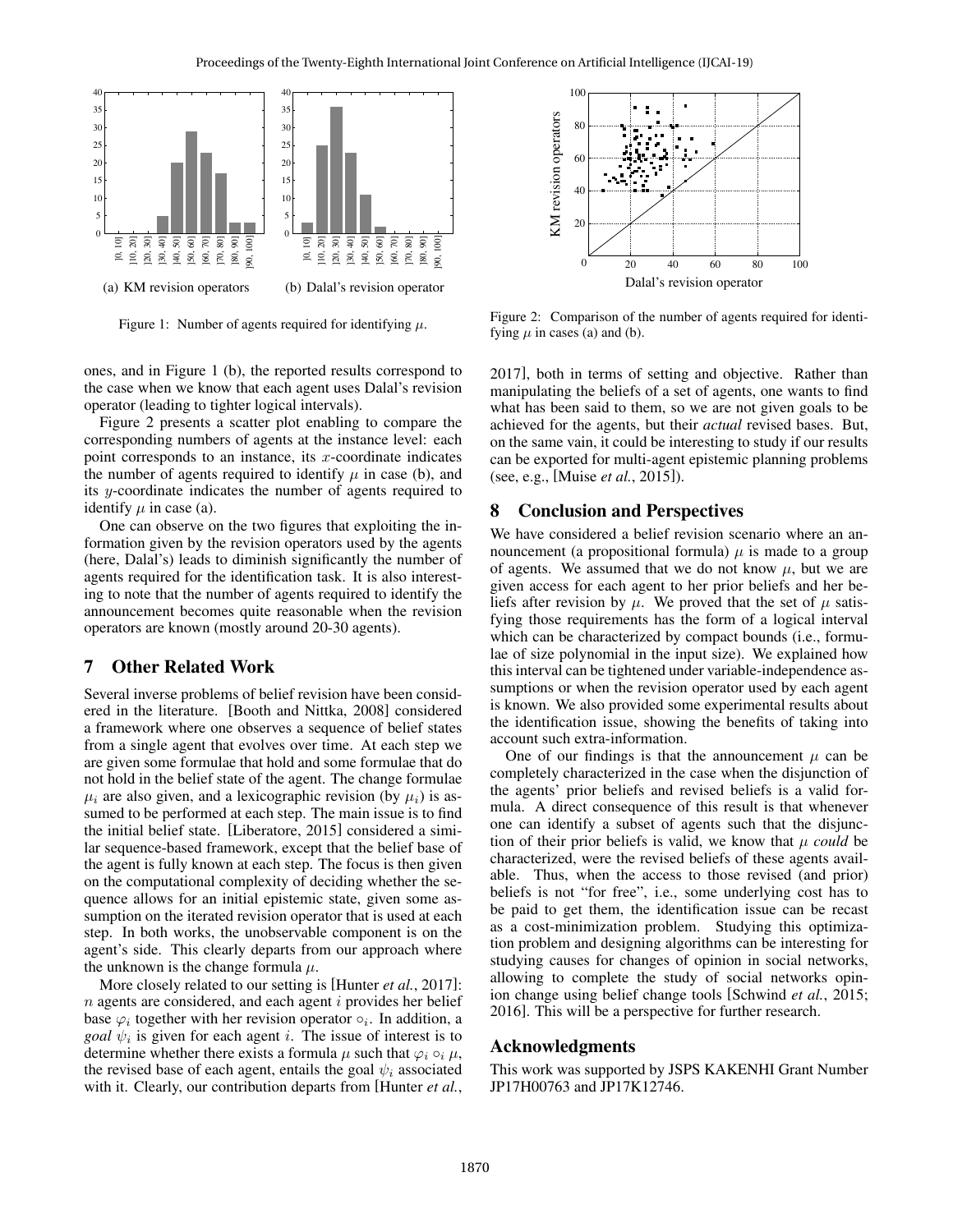Figure 1: Number of agents required for identifying $\mu$.

(a) KM revision operators

(b) Dalal's revision operator

Figure 2: Comparison of the number of agents required for identifying $\mu$ in cases (a) and (b).

ones, and in Figure 1 (b), the reported results correspond to the case when we know that each agent uses Dalal's revision operator (leading to tighter logical intervals).

Figure 2 presents a scatter plot enabling to compare the corresponding numbers of agents at the instance level: each point corresponds to an instance, its $x$-coordinate indicates the number of agents required to identify $\mu$ in case (b), and its $y$-coordinate indicates the number of agents required to identify $\mu$ in case (a).

One can observe on the two figures that exploiting the information given by the revision operators used by the agents (here, Dalal's) leads to diminish significantly the number of agents required for the identification task. It is also interesting to note that the number of agents required to identify the announcement becomes quite reasonable when the revision operators are known (mostly around 20-30 agents).

## 7 Other Related Work

Several inverse problems of belief revision have been considered in the literature. [Booth and Nittka, 2008] considered a framework where one observes a sequence of belief states from a single agent that evolves over time. At each step we are given some formulae that hold and some formulae that do not hold in the belief state of the agent. The change formulae $\mu_i$ are also given, and a lexicographic revision (by $\mu_i$) is assumed to be performed at each step. The main issue is to find the initial belief state. [Liberatore, 2015] considered a similar sequence-based framework, except that the belief base of the agent is fully known at each step. The focus is then given on the computational complexity of deciding whether the sequence allows for an initial epistemic state, given some assumption on the iterated revision operator that is used at each step. In both works, the unobservable component is on the agent's side. This clearly departs from our approach where the unknown is the change formula $\mu$.

More closely related to our setting is [Hunter *et al.*, 2017]: $n$ agents are considered, and each agent $i$ provides her belief base $\varphi_i$ together with her revision operator $\circ_i$. In addition, a *goal* $\psi_i$ is given for each agent $i$. The issue of interest is to determine whether there exists a formula $\mu$ such that $\varphi_i \circ_i \mu$, the revised base of each agent, entails the goal $\psi_i$ associated with it. Clearly, our contribution departs from [Hunter *et al.*, 2017], both in terms of setting and objective. Rather than manipulating the beliefs of a set of agents, one wants to find what has been said to them, so we are not given goals to be achieved for the agents, but their *actual* revised bases. But, on the same vain, it could be interesting to study if our results can be exported for multi-agent epistemic planning problems (see, e.g., [Muise *et al.*, 2015]).

## 8 Conclusion and Perspectives

We have considered a belief revision scenario where an announcement (a propositional formula) $\mu$ is made to a group of agents. We assumed that we do not know $\mu$, but we are given access for each agent to her prior beliefs and her beliefs after revision by $\mu$. We proved that the set of $\mu$ satisfying those requirements has the form of a logical interval which can be characterized by compact bounds (i.e., formulae of size polynomial in the input size). We explained how this interval can be tightened under variable-independence assumptions or when the revision operator used by each agent is known. We also provided some experimental results about the identification issue, showing the benefits of taking into account such extra-information.

One of our findings is that the announcement $\mu$ can be completely characterized in the case when the disjunction of the agents' prior beliefs and revised beliefs is a valid formula. A direct consequence of this result is that whenever one can identify a subset of agents such that the disjunction of their prior beliefs is valid, we know that $\mu$ *could* be characterized, were the revised beliefs of these agents available. Thus, when the access to those revised (and prior) beliefs is not "for free", i.e., some underlying cost has to be paid to get them, the identification issue can be recast as a cost-minimization problem. Studying this optimization problem and designing algorithms can be interesting for studying causes for changes of opinion in social networks, allowing to complete the study of social networks opinion change using belief change tools [Schwind *et al.*, 2015; 2016]. This will be a perspective for further research.

## Acknowledgments

This work was supported by JSPS KAKENHI Grant Number JP17H00763 and JP17K12746.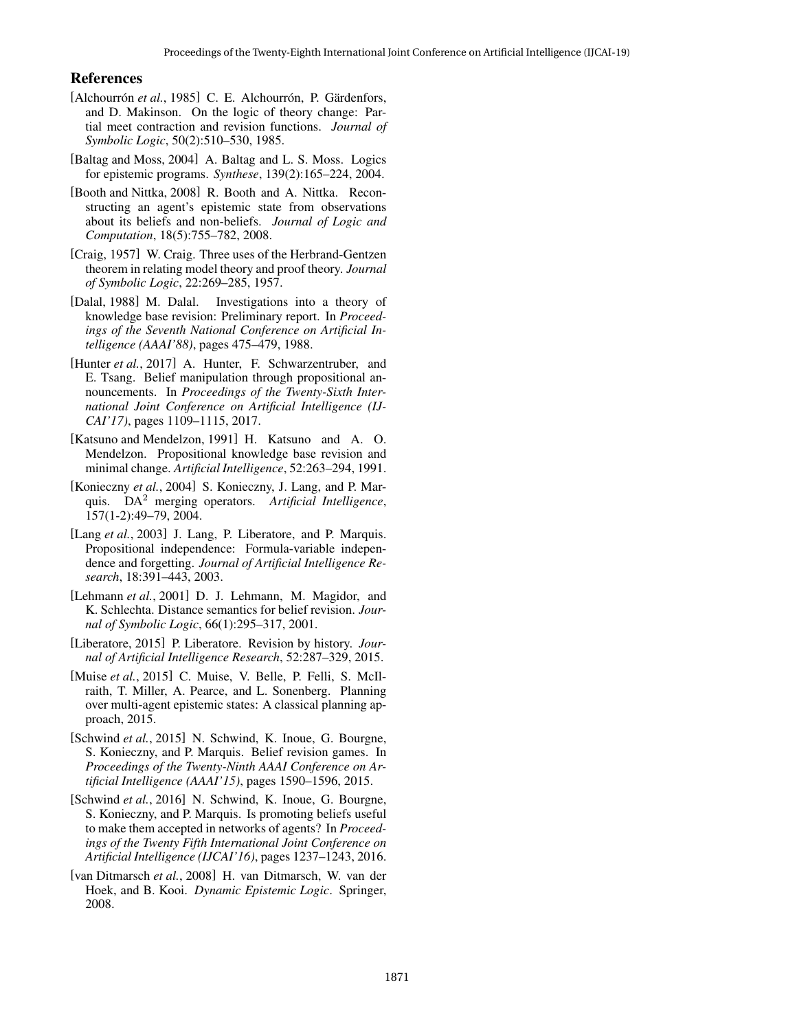## References

[Alchourrón *et al.*, 1985] C. E. Alchourrón, P. Gärdenfors, and D. Makinson. On the logic of theory change: Partial meet contraction and revision functions. *Journal of Symbolic Logic*, 50(2):510–530, 1985.

[Baltag and Moss, 2004] A. Baltag and L. S. Moss. Logics for epistemic programs. *Synthese*, 139(2):165–224, 2004.

[Booth and Nittka, 2008] R. Booth and A. Nittka. Reconstructing an agent's epistemic state from observations about its beliefs and non-beliefs. *Journal of Logic and Computation*, 18(5):755–782, 2008.

[Craig, 1957] W. Craig. Three uses of the Herbrand-Gentzen theorem in relating model theory and proof theory. *Journal of Symbolic Logic*, 22:269–285, 1957.

[Dalal, 1988] M. Dalal. Investigations into a theory of knowledge base revision: Preliminary report. In *Proceedings of the Seventh National Conference on Artificial Intelligence (AAAI'88)*, pages 475–479, 1988.

[Hunter *et al.*, 2017] A. Hunter, F. Schwarzentruber, and E. Tsang. Belief manipulation through propositional announcements. In *Proceedings of the Twenty-Sixth International Joint Conference on Artificial Intelligence (IJCAI'17)*, pages 1109–1115, 2017.

[Katsuno and Mendelzon, 1991] H. Katsuno and A. O. Mendelzon. Propositional knowledge base revision and minimal change. *Artificial Intelligence*, 52:263–294, 1991.

[Konieczny *et al.*, 2004] S. Konieczny, J. Lang, and P. Marquis. DA$^2$ merging operators. *Artificial Intelligence*, 157(1-2):49–79, 2004.

[Lang *et al.*, 2003] J. Lang, P. Liberatore, and P. Marquis. Propositional independence: Formula-variable independence and forgetting. *Journal of Artificial Intelligence Research*, 18:391–443, 2003.

[Lehmann *et al.*, 2001] D. J. Lehmann, M. Magidor, and K. Schlechta. Distance semantics for belief revision. *Journal of Symbolic Logic*, 66(1):295–317, 2001.

[Liberatore, 2015] P. Liberatore. Revision by history. *Journal of Artificial Intelligence Research*, 52:287–329, 2015.

[Muise *et al.*, 2015] C. Muise, V. Belle, P. Felli, S. McIlraith, T. Miller, A. Pearce, and L. Sonenberg. Planning over multi-agent epistemic states: A classical planning approach, 2015.

[Schwind *et al.*, 2015] N. Schwind, K. Inoue, G. Bourgne, S. Konieczny, and P. Marquis. Belief revision games. In *Proceedings of the Twenty-Ninth AAAI Conference on Artificial Intelligence (AAAI'15)*, pages 1590–1596, 2015.

[Schwind *et al.*, 2016] N. Schwind, K. Inoue, G. Bourgne, S. Konieczny, and P. Marquis. Is promoting beliefs useful to make them accepted in networks of agents? In *Proceedings of the Twenty Fifth International Joint Conference on Artificial Intelligence (IJCAI'16)*, pages 1237–1243, 2016.

[van Ditmarsch *et al.*, 2008] H. van Ditmarsch, W. van der Hoek, and B. Kooi. *Dynamic Epistemic Logic*. Springer, 2008.